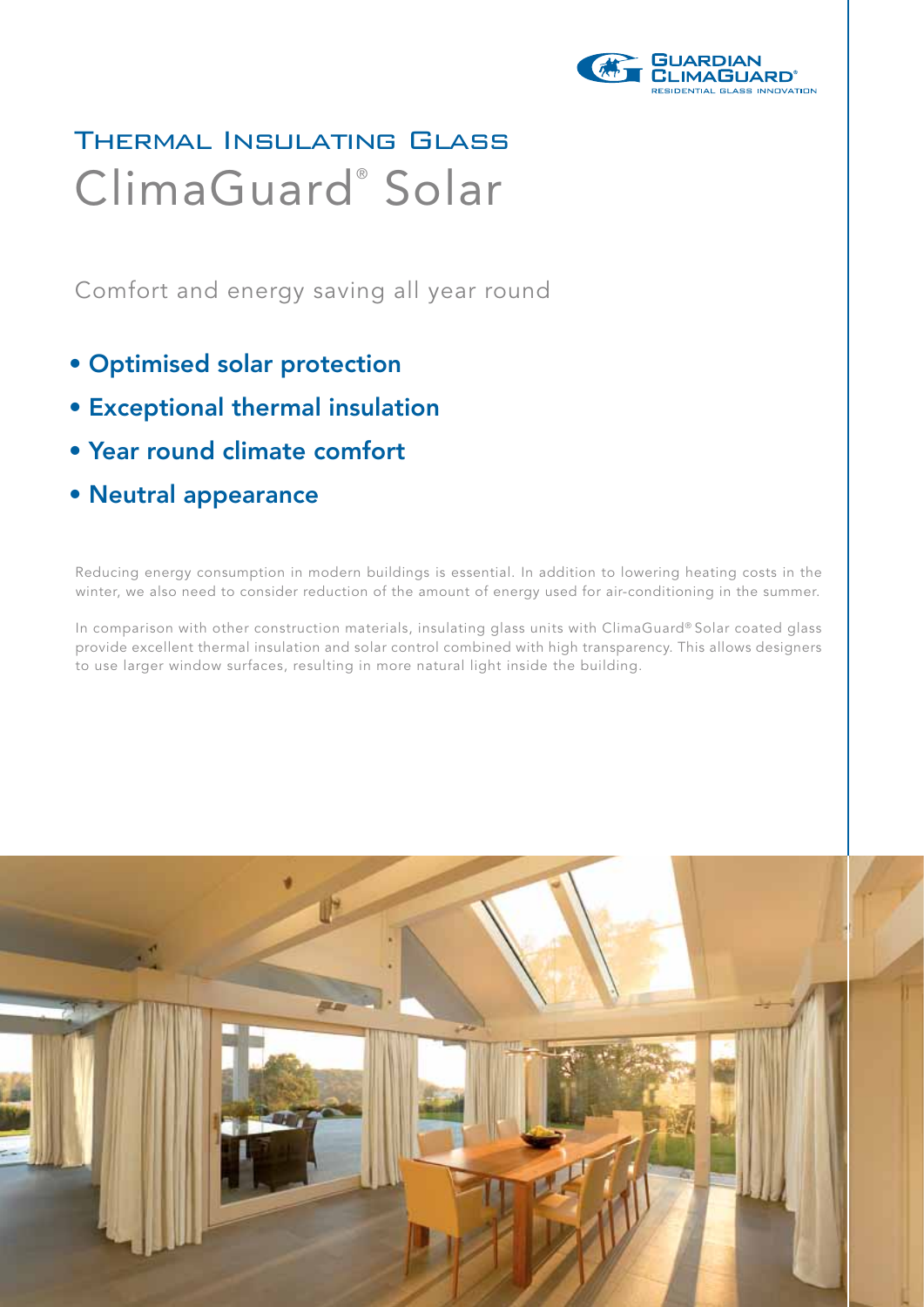# Thermal Insulating Glass

# ClimaGuard® Solar

Comfort and energy saving all year round

- **Optimised solar protection**
- **Exceptional thermal insulation**
- **Year round climate comfort**
- **Neutral appearance**

Reducing energy consumption in modern buildings is essential. In addition to lowering heating costs in the winter, we also need to consider reduction of the amount of energy used for air-conditioning in the summer.

In comparison with other construction materials, insulating glass units with ClimaGuard® Solar coated glass provide excellent thermal insulation and solar control combined with high transparency. This allows designers to use larger window surfaces, resulting in more natural light inside the building.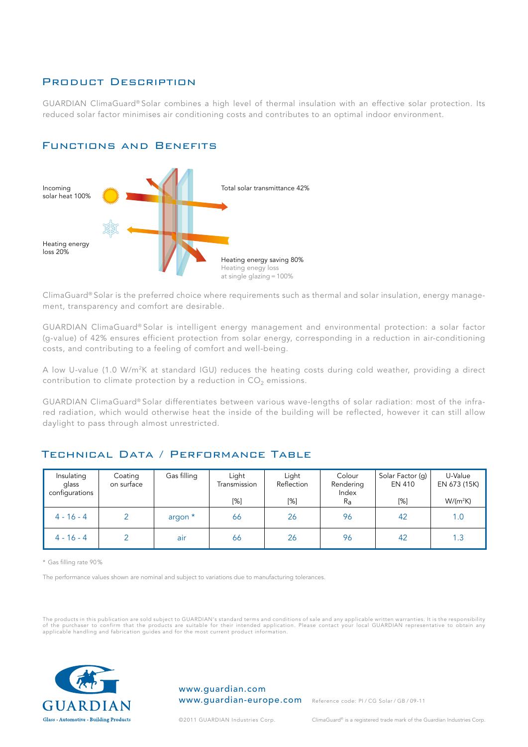## Product Description

GUARDIAN ClimaGuard® Solar combines a high level of thermal insulation with an effective solar protection. Its reduced solar factor minimises air conditioning costs and contributes to an optimal indoor environment.

## Functions and Benefits

Incoming solar heat 100%

Total solar transmittance 42%

Heating energy loss 20%

Heating energy saving 80%
Heating enegy loss at single glazing = 100%

ClimaGuard® Solar is the preferred choice where requirements such as thermal and solar insulation, energy management, transparency and comfort are desirable.

GUARDIAN ClimaGuard® Solar is intelligent energy management and environmental protection: a solar factor (g-value) of 42% ensures efficient protection from solar energy, corresponding in a reduction in air-conditioning costs, and contributing to a feeling of comfort and well-being.

A low U-value (1.0 W/m²K at standard IGU) reduces the heating costs during cold weather, providing a direct contribution to climate protection by a reduction in $CO_2$ emissions.

GUARDIAN ClimaGuard® Solar differentiates between various wave-lengths of solar radiation: most of the infrared radiation, which would otherwise heat the inside of the building will be reflected, however it can still allow daylight to pass through almost unrestricted.

## Technical Data / Performance Table

| Insulating glass configurations | Coating on surface | Gas filling | Light Transmission [%] | Light Reflection [%] | Colour Rendering Index $R_a$ | Solar Factor (g) EN 410 [%] | U-Value EN 673 (15K) W/(m²K) |
|---|---|---|---|---|---|---|---|
| 4 - 16 - 4 | 2 | argon * | 66 | 26 | 96 | 42 | 1.0 |
| 4 - 16 - 4 | 2 | air | 66 | 26 | 96 | 42 | 1.3 |

\* Gas filling rate 90%

The performance values shown are nominal and subject to variations due to manufacturing tolerances.

The products in this publication are sold subject to GUARDIAN's standard terms and conditions of sale and any applicable written warranties. It is the responsibility of the purchaser to confirm that the products are suitable for their intended application. Please contact your local GUARDIAN representative to obtain any applicable handling and fabrication guides and for the most current product information.

GUARDIAN
Glass · Automotive · Building Products

www.guardian.com
www.guardian-europe.com

Reference code: PI / CG Solar / GB / 09-11

©2011 GUARDIAN Industries Corp.

ClimaGuard® is a registered trade mark of the Guardian Industries Corp.